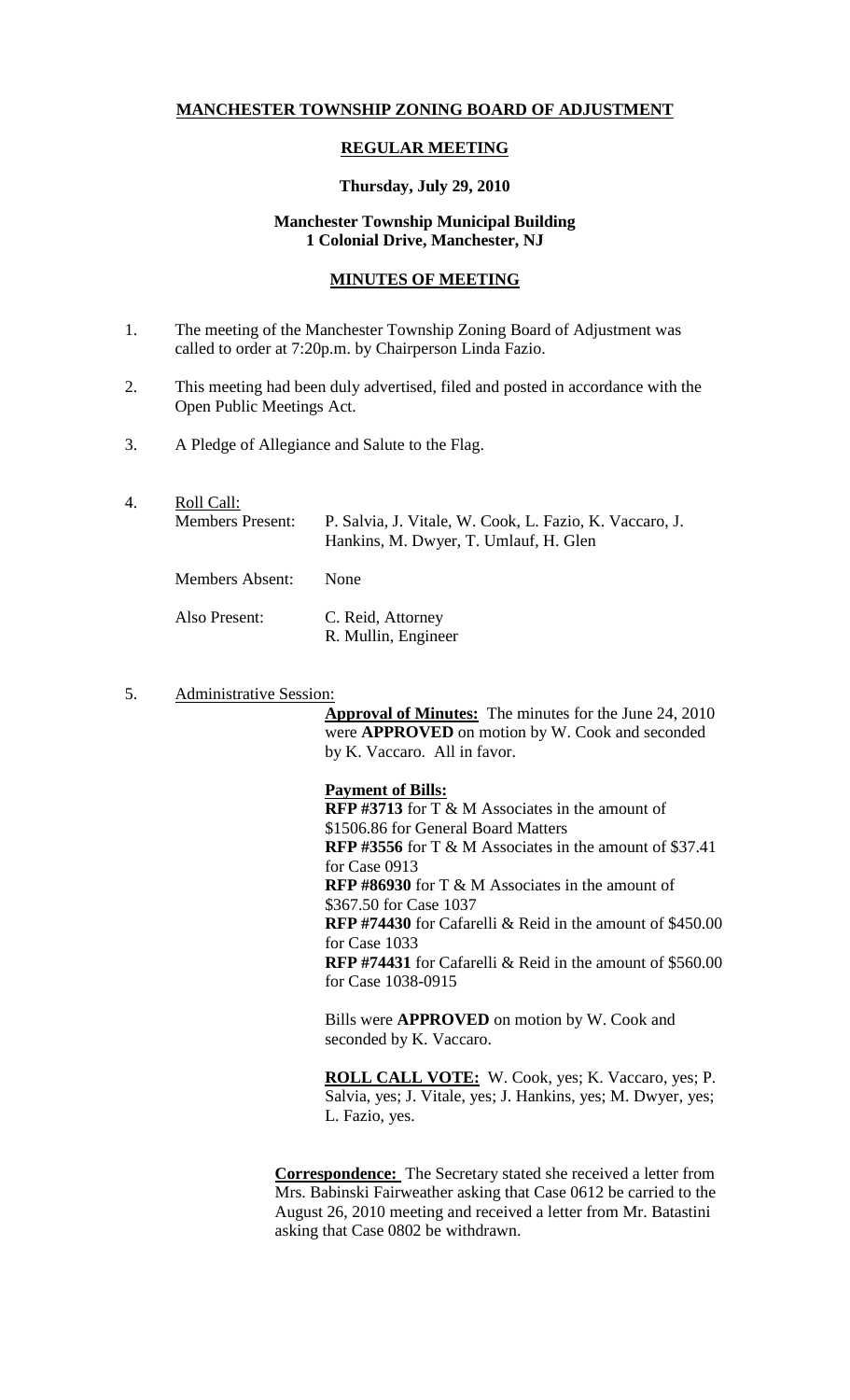# MANCHESTER TOWNSHIP ZONING BOARD OF ADJUSTMENT

## REGULAR MEETING

### Thursday, July 29, 2010

**Manchester Township Municipal Building**
**1 Colonial Drive, Manchester, NJ**

## MINUTES OF MEETING

1. The meeting of the Manchester Township Zoning Board of Adjustment was called to order at 7:20p.m. by Chairperson Linda Fazio.

2. This meeting had been duly advertised, filed and posted in accordance with the Open Public Meetings Act.

3. A Pledge of Allegiance and Salute to the Flag.

4. Roll Call:

   Members Present: P. Salvia, J. Vitale, W. Cook, L. Fazio, K. Vaccaro, J. Hankins, M. Dwyer, T. Umlauf, H. Glen

   Members Absent: None

   Also Present: C. Reid, Attorney
   R. Mullin, Engineer

5. Administrative Session:

   **Approval of Minutes:** The minutes for the June 24, 2010 were **APPROVED** on motion by W. Cook and seconded by K. Vaccaro. All in favor.

   **Payment of Bills:**
   **RFP #3713** for T & M Associates in the amount of \$1506.86 for General Board Matters
   **RFP #3556** for T & M Associates in the amount of \$37.41 for Case 0913
   **RFP #86930** for T & M Associates in the amount of \$367.50 for Case 1037
   **RFP #74430** for Cafarelli & Reid in the amount of \$450.00 for Case 1033
   **RFP #74431** for Cafarelli & Reid in the amount of \$560.00 for Case 1038-0915

   Bills were **APPROVED** on motion by W. Cook and seconded by K. Vaccaro.

   **ROLL CALL VOTE:** W. Cook, yes; K. Vaccaro, yes; P. Salvia, yes; J. Vitale, yes; J. Hankins, yes; M. Dwyer, yes; L. Fazio, yes.

   **Correspondence:** The Secretary stated she received a letter from Mrs. Babinski Fairweather asking that Case 0612 be carried to the August 26, 2010 meeting and received a letter from Mr. Batastini asking that Case 0802 be withdrawn.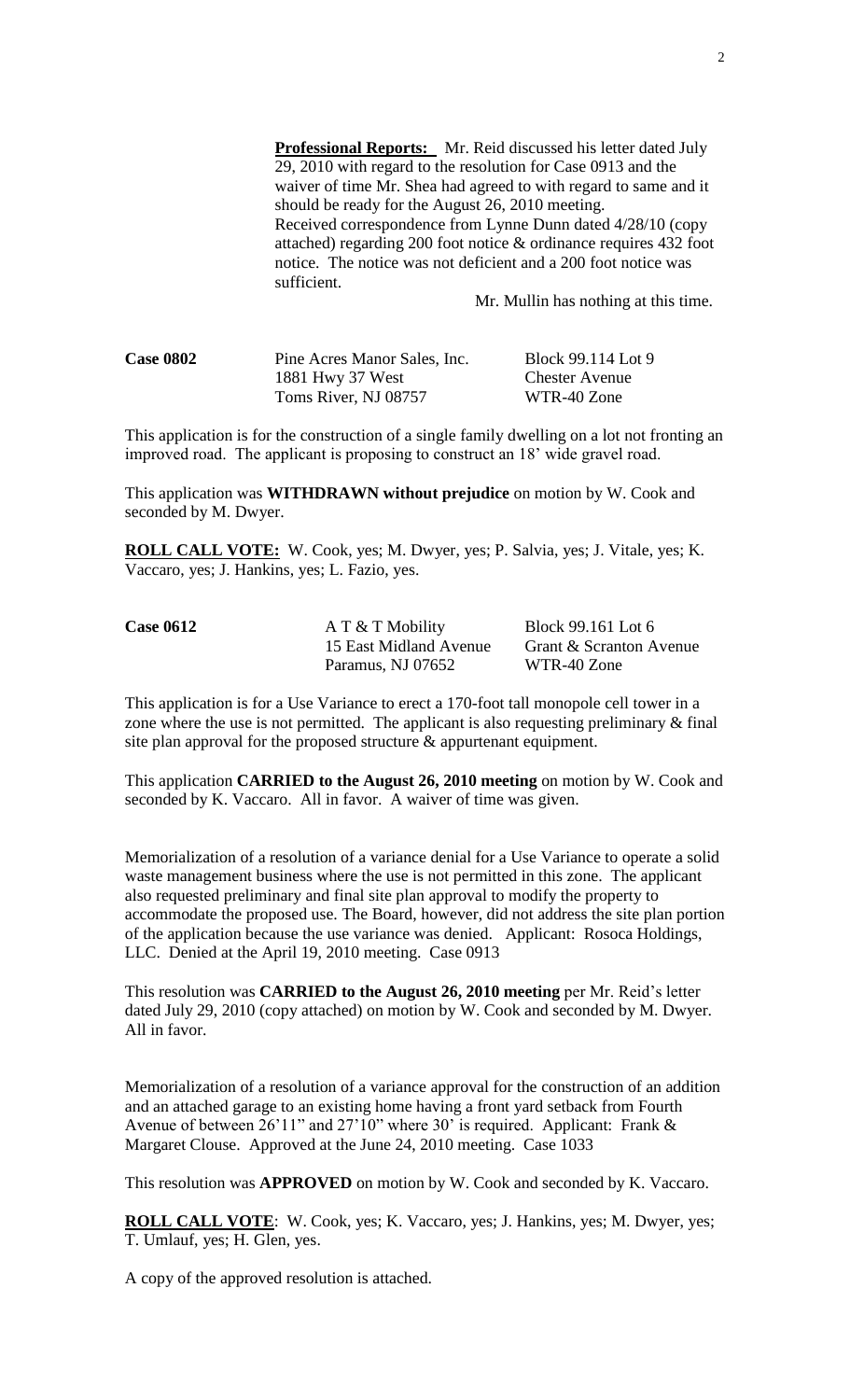**Professional Reports:** Mr. Reid discussed his letter dated July 29, 2010 with regard to the resolution for Case 0913 and the waiver of time Mr. Shea had agreed to with regard to same and it should be ready for the August 26, 2010 meeting.
Received correspondence from Lynne Dunn dated 4/28/10 (copy attached) regarding 200 foot notice & ordinance requires 432 foot notice. The notice was not deficient and a 200 foot notice was sufficient.

Mr. Mullin has nothing at this time.

**Case 0802** Pine Acres Manor Sales, Inc. Block 99.114 Lot 9
1881 Hwy 37 West Chester Avenue
Toms River, NJ 08757 WTR-40 Zone

This application is for the construction of a single family dwelling on a lot not fronting an improved road. The applicant is proposing to construct an 18' wide gravel road.

This application was **WITHDRAWN without prejudice** on motion by W. Cook and seconded by M. Dwyer.

**ROLL CALL VOTE:** W. Cook, yes; M. Dwyer, yes; P. Salvia, yes; J. Vitale, yes; K. Vaccaro, yes; J. Hankins, yes; L. Fazio, yes.

**Case 0612** A T & T Mobility Block 99.161 Lot 6
15 East Midland Avenue Grant & Scranton Avenue
Paramus, NJ 07652 WTR-40 Zone

This application is for a Use Variance to erect a 170-foot tall monopole cell tower in a zone where the use is not permitted. The applicant is also requesting preliminary & final site plan approval for the proposed structure & appurtenant equipment.

This application **CARRIED to the August 26, 2010 meeting** on motion by W. Cook and seconded by K. Vaccaro. All in favor. A waiver of time was given.

Memorialization of a resolution of a variance denial for a Use Variance to operate a solid waste management business where the use is not permitted in this zone. The applicant also requested preliminary and final site plan approval to modify the property to accommodate the proposed use. The Board, however, did not address the site plan portion of the application because the use variance was denied. Applicant: Rosoca Holdings, LLC. Denied at the April 19, 2010 meeting. Case 0913

This resolution was **CARRIED to the August 26, 2010 meeting** per Mr. Reid's letter dated July 29, 2010 (copy attached) on motion by W. Cook and seconded by M. Dwyer. All in favor.

Memorialization of a resolution of a variance approval for the construction of an addition and an attached garage to an existing home having a front yard setback from Fourth Avenue of between 26'11" and 27'10" where 30' is required. Applicant: Frank & Margaret Clouse. Approved at the June 24, 2010 meeting. Case 1033

This resolution was **APPROVED** on motion by W. Cook and seconded by K. Vaccaro.

**ROLL CALL VOTE**: W. Cook, yes; K. Vaccaro, yes; J. Hankins, yes; M. Dwyer, yes; T. Umlauf, yes; H. Glen, yes.

A copy of the approved resolution is attached.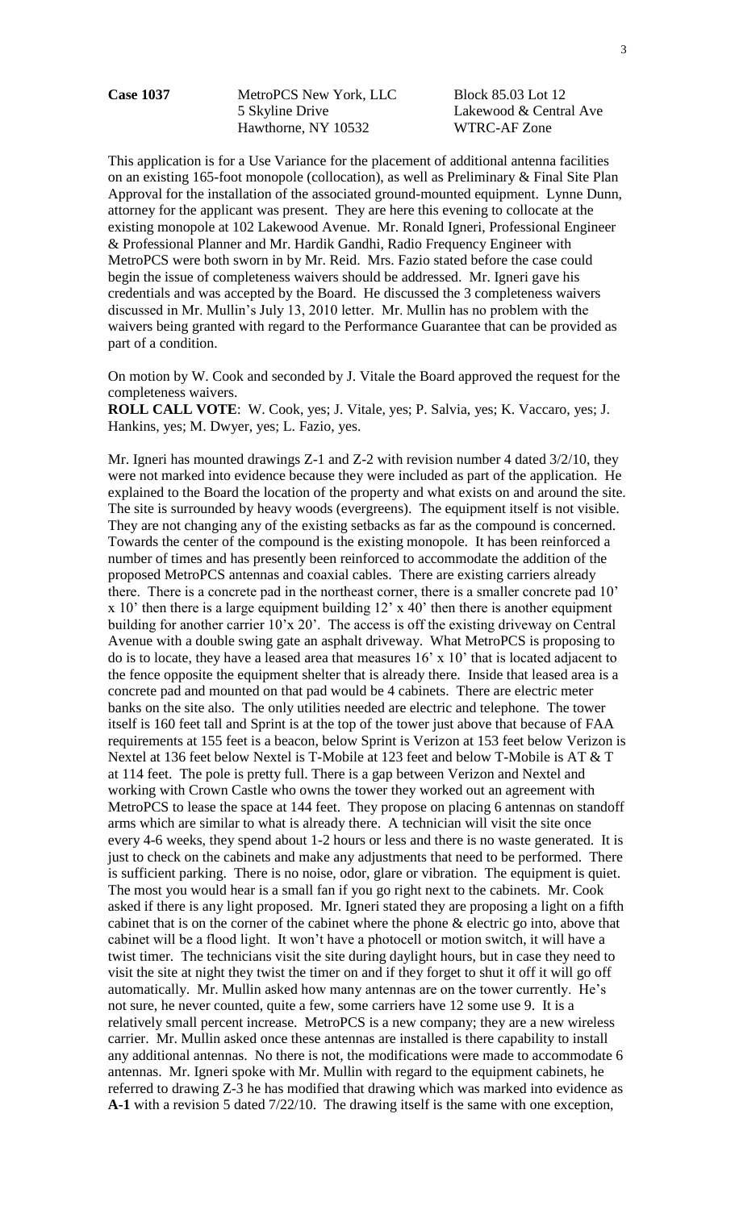**Case 1037** MetroPCS New York, LLC Block 85.03 Lot 12
5 Skyline Drive Lakewood & Central Ave
Hawthorne, NY 10532 WTRC-AF Zone

This application is for a Use Variance for the placement of additional antenna facilities on an existing 165-foot monopole (collocation), as well as Preliminary & Final Site Plan Approval for the installation of the associated ground-mounted equipment. Lynne Dunn, attorney for the applicant was present. They are here this evening to collocate at the existing monopole at 102 Lakewood Avenue. Mr. Ronald Igneri, Professional Engineer & Professional Planner and Mr. Hardik Gandhi, Radio Frequency Engineer with MetroPCS were both sworn in by Mr. Reid. Mrs. Fazio stated before the case could begin the issue of completeness waivers should be addressed. Mr. Igneri gave his credentials and was accepted by the Board. He discussed the 3 completeness waivers discussed in Mr. Mullin's July 13, 2010 letter. Mr. Mullin has no problem with the waivers being granted with regard to the Performance Guarantee that can be provided as part of a condition.

On motion by W. Cook and seconded by J. Vitale the Board approved the request for the completeness waivers.
**ROLL CALL VOTE**: W. Cook, yes; J. Vitale, yes; P. Salvia, yes; K. Vaccaro, yes; J. Hankins, yes; M. Dwyer, yes; L. Fazio, yes.

Mr. Igneri has mounted drawings Z-1 and Z-2 with revision number 4 dated 3/2/10, they were not marked into evidence because they were included as part of the application. He explained to the Board the location of the property and what exists on and around the site. The site is surrounded by heavy woods (evergreens). The equipment itself is not visible. They are not changing any of the existing setbacks as far as the compound is concerned. Towards the center of the compound is the existing monopole. It has been reinforced a number of times and has presently been reinforced to accommodate the addition of the proposed MetroPCS antennas and coaxial cables. There are existing carriers already there. There is a concrete pad in the northeast corner, there is a smaller concrete pad 10' x 10' then there is a large equipment building 12' x 40' then there is another equipment building for another carrier 10'x 20'. The access is off the existing driveway on Central Avenue with a double swing gate an asphalt driveway. What MetroPCS is proposing to do is to locate, they have a leased area that measures 16' x 10' that is located adjacent to the fence opposite the equipment shelter that is already there. Inside that leased area is a concrete pad and mounted on that pad would be 4 cabinets. There are electric meter banks on the site also. The only utilities needed are electric and telephone. The tower itself is 160 feet tall and Sprint is at the top of the tower just above that because of FAA requirements at 155 feet is a beacon, below Sprint is Verizon at 153 feet below Verizon is Nextel at 136 feet below Nextel is T-Mobile at 123 feet and below T-Mobile is AT & T at 114 feet. The pole is pretty full. There is a gap between Verizon and Nextel and working with Crown Castle who owns the tower they worked out an agreement with MetroPCS to lease the space at 144 feet. They propose on placing 6 antennas on standoff arms which are similar to what is already there. A technician will visit the site once every 4-6 weeks, they spend about 1-2 hours or less and there is no waste generated. It is just to check on the cabinets and make any adjustments that need to be performed. There is sufficient parking. There is no noise, odor, glare or vibration. The equipment is quiet. The most you would hear is a small fan if you go right next to the cabinets. Mr. Cook asked if there is any light proposed. Mr. Igneri stated they are proposing a light on a fifth cabinet that is on the corner of the cabinet where the phone & electric go into, above that cabinet will be a flood light. It won't have a photocell or motion switch, it will have a twist timer. The technicians visit the site during daylight hours, but in case they need to visit the site at night they twist the timer on and if they forget to shut it off it will go off automatically. Mr. Mullin asked how many antennas are on the tower currently. He's not sure, he never counted, quite a few, some carriers have 12 some use 9. It is a relatively small percent increase. MetroPCS is a new company; they are a new wireless carrier. Mr. Mullin asked once these antennas are installed is there capability to install any additional antennas. No there is not, the modifications were made to accommodate 6 antennas. Mr. Igneri spoke with Mr. Mullin with regard to the equipment cabinets, he referred to drawing Z-3 he has modified that drawing which was marked into evidence as **A-1** with a revision 5 dated 7/22/10. The drawing itself is the same with one exception,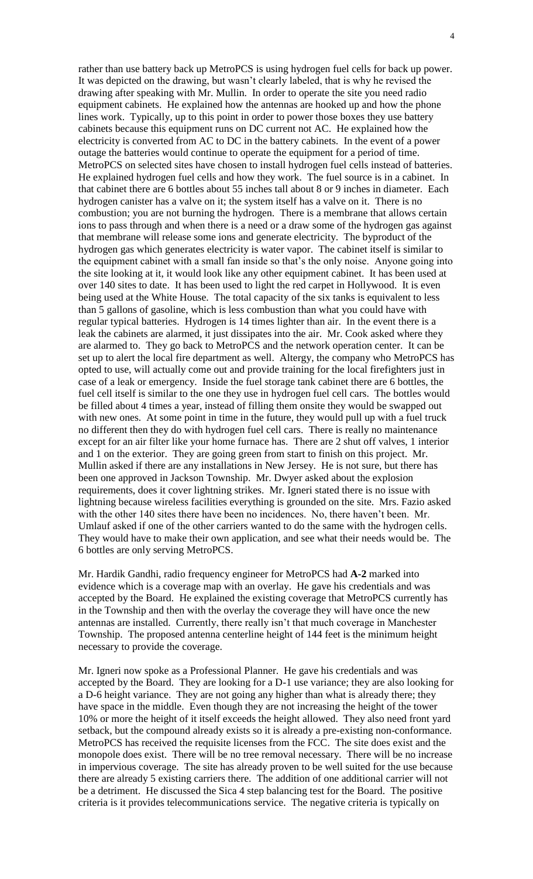rather than use battery back up MetroPCS is using hydrogen fuel cells for back up power. It was depicted on the drawing, but wasn't clearly labeled, that is why he revised the drawing after speaking with Mr. Mullin. In order to operate the site you need radio equipment cabinets. He explained how the antennas are hooked up and how the phone lines work. Typically, up to this point in order to power those boxes they use battery cabinets because this equipment runs on DC current not AC. He explained how the electricity is converted from AC to DC in the battery cabinets. In the event of a power outage the batteries would continue to operate the equipment for a period of time. MetroPCS on selected sites have chosen to install hydrogen fuel cells instead of batteries. He explained hydrogen fuel cells and how they work. The fuel source is in a cabinet. In that cabinet there are 6 bottles about 55 inches tall about 8 or 9 inches in diameter. Each hydrogen canister has a valve on it; the system itself has a valve on it. There is no combustion; you are not burning the hydrogen. There is a membrane that allows certain ions to pass through and when there is a need or a draw some of the hydrogen gas against that membrane will release some ions and generate electricity. The byproduct of the hydrogen gas which generates electricity is water vapor. The cabinet itself is similar to the equipment cabinet with a small fan inside so that's the only noise. Anyone going into the site looking at it, it would look like any other equipment cabinet. It has been used at over 140 sites to date. It has been used to light the red carpet in Hollywood. It is even being used at the White House. The total capacity of the six tanks is equivalent to less than 5 gallons of gasoline, which is less combustion than what you could have with regular typical batteries. Hydrogen is 14 times lighter than air. In the event there is a leak the cabinets are alarmed, it just dissipates into the air. Mr. Cook asked where they are alarmed to. They go back to MetroPCS and the network operation center. It can be set up to alert the local fire department as well. Altergy, the company who MetroPCS has opted to use, will actually come out and provide training for the local firefighters just in case of a leak or emergency. Inside the fuel storage tank cabinet there are 6 bottles, the fuel cell itself is similar to the one they use in hydrogen fuel cell cars. The bottles would be filled about 4 times a year, instead of filling them onsite they would be swapped out with new ones. At some point in time in the future, they would pull up with a fuel truck no different then they do with hydrogen fuel cell cars. There is really no maintenance except for an air filter like your home furnace has. There are 2 shut off valves, 1 interior and 1 on the exterior. They are going green from start to finish on this project. Mr. Mullin asked if there are any installations in New Jersey. He is not sure, but there has been one approved in Jackson Township. Mr. Dwyer asked about the explosion requirements, does it cover lightning strikes. Mr. Igneri stated there is no issue with lightning because wireless facilities everything is grounded on the site. Mrs. Fazio asked with the other 140 sites there have been no incidences. No, there haven't been. Mr. Umlauf asked if one of the other carriers wanted to do the same with the hydrogen cells. They would have to make their own application, and see what their needs would be. The 6 bottles are only serving MetroPCS.

Mr. Hardik Gandhi, radio frequency engineer for MetroPCS had **A-2** marked into evidence which is a coverage map with an overlay. He gave his credentials and was accepted by the Board. He explained the existing coverage that MetroPCS currently has in the Township and then with the overlay the coverage they will have once the new antennas are installed. Currently, there really isn't that much coverage in Manchester Township. The proposed antenna centerline height of 144 feet is the minimum height necessary to provide the coverage.

Mr. Igneri now spoke as a Professional Planner. He gave his credentials and was accepted by the Board. They are looking for a D-1 use variance; they are also looking for a D-6 height variance. They are not going any higher than what is already there; they have space in the middle. Even though they are not increasing the height of the tower 10% or more the height of it itself exceeds the height allowed. They also need front yard setback, but the compound already exists so it is already a pre-existing non-conformance. MetroPCS has received the requisite licenses from the FCC. The site does exist and the monopole does exist. There will be no tree removal necessary. There will be no increase in impervious coverage. The site has already proven to be well suited for the use because there are already 5 existing carriers there. The addition of one additional carrier will not be a detriment. He discussed the Sica 4 step balancing test for the Board. The positive criteria is it provides telecommunications service. The negative criteria is typically on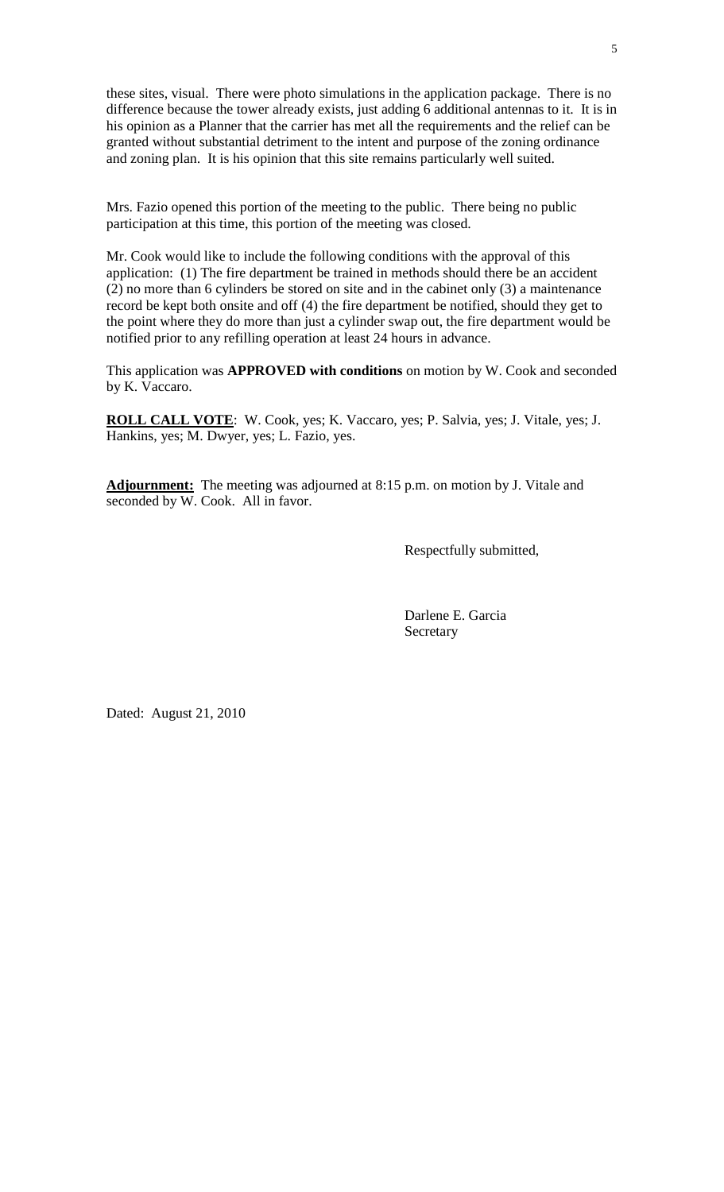these sites, visual. There were photo simulations in the application package. There is no difference because the tower already exists, just adding 6 additional antennas to it. It is in his opinion as a Planner that the carrier has met all the requirements and the relief can be granted without substantial detriment to the intent and purpose of the zoning ordinance and zoning plan. It is his opinion that this site remains particularly well suited.

Mrs. Fazio opened this portion of the meeting to the public. There being no public participation at this time, this portion of the meeting was closed.

Mr. Cook would like to include the following conditions with the approval of this application: (1) The fire department be trained in methods should there be an accident (2) no more than 6 cylinders be stored on site and in the cabinet only (3) a maintenance record be kept both onsite and off (4) the fire department be notified, should they get to the point where they do more than just a cylinder swap out, the fire department would be notified prior to any refilling operation at least 24 hours in advance.

This application was **APPROVED with conditions** on motion by W. Cook and seconded by K. Vaccaro.

**ROLL CALL VOTE**: W. Cook, yes; K. Vaccaro, yes; P. Salvia, yes; J. Vitale, yes; J. Hankins, yes; M. Dwyer, yes; L. Fazio, yes.

**Adjournment:** The meeting was adjourned at 8:15 p.m. on motion by J. Vitale and seconded by W. Cook. All in favor.

Respectfully submitted,

Darlene E. Garcia
Secretary

Dated: August 21, 2010